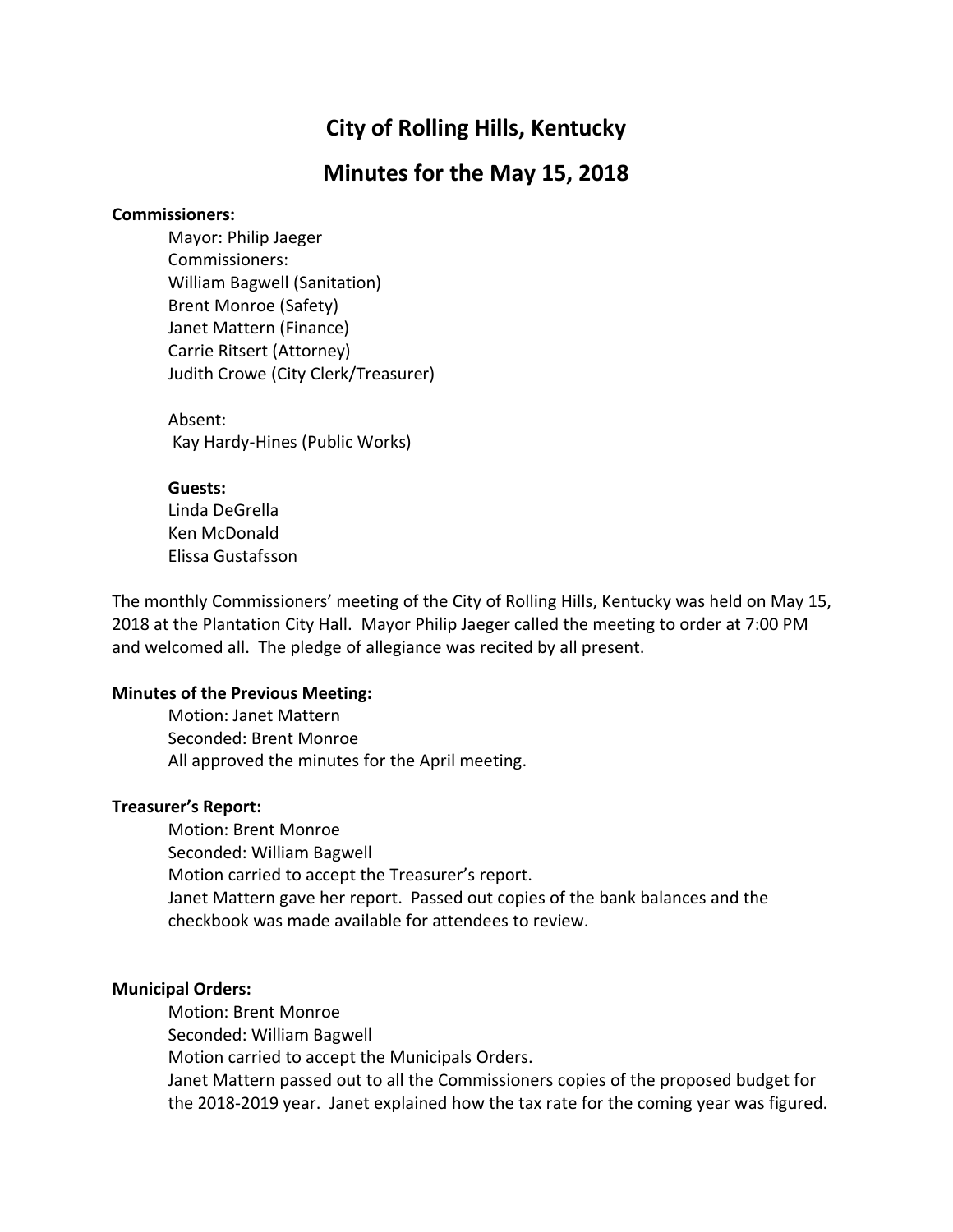# City of Rolling Hills, Kentucky

## Minutes for the May 15, 2018

**Commissioners:**

Mayor: Philip Jaeger
Commissioners:
William Bagwell (Sanitation)
Brent Monroe (Safety)
Janet Mattern (Finance)
Carrie Ritsert (Attorney)
Judith Crowe (City Clerk/Treasurer)

Absent:
Kay Hardy-Hines (Public Works)

**Guests:**
Linda DeGrella
Ken McDonald
Elissa Gustafsson

The monthly Commissioners' meeting of the City of Rolling Hills, Kentucky was held on May 15, 2018 at the Plantation City Hall. Mayor Philip Jaeger called the meeting to order at 7:00 PM and welcomed all. The pledge of allegiance was recited by all present.

**Minutes of the Previous Meeting:**

Motion: Janet Mattern
Seconded: Brent Monroe
All approved the minutes for the April meeting.

**Treasurer's Report:**

Motion: Brent Monroe
Seconded: William Bagwell
Motion carried to accept the Treasurer's report.
Janet Mattern gave her report. Passed out copies of the bank balances and the checkbook was made available for attendees to review.

**Municipal Orders:**

Motion: Brent Monroe
Seconded: William Bagwell
Motion carried to accept the Municipals Orders.
Janet Mattern passed out to all the Commissioners copies of the proposed budget for the 2018-2019 year. Janet explained how the tax rate for the coming year was figured.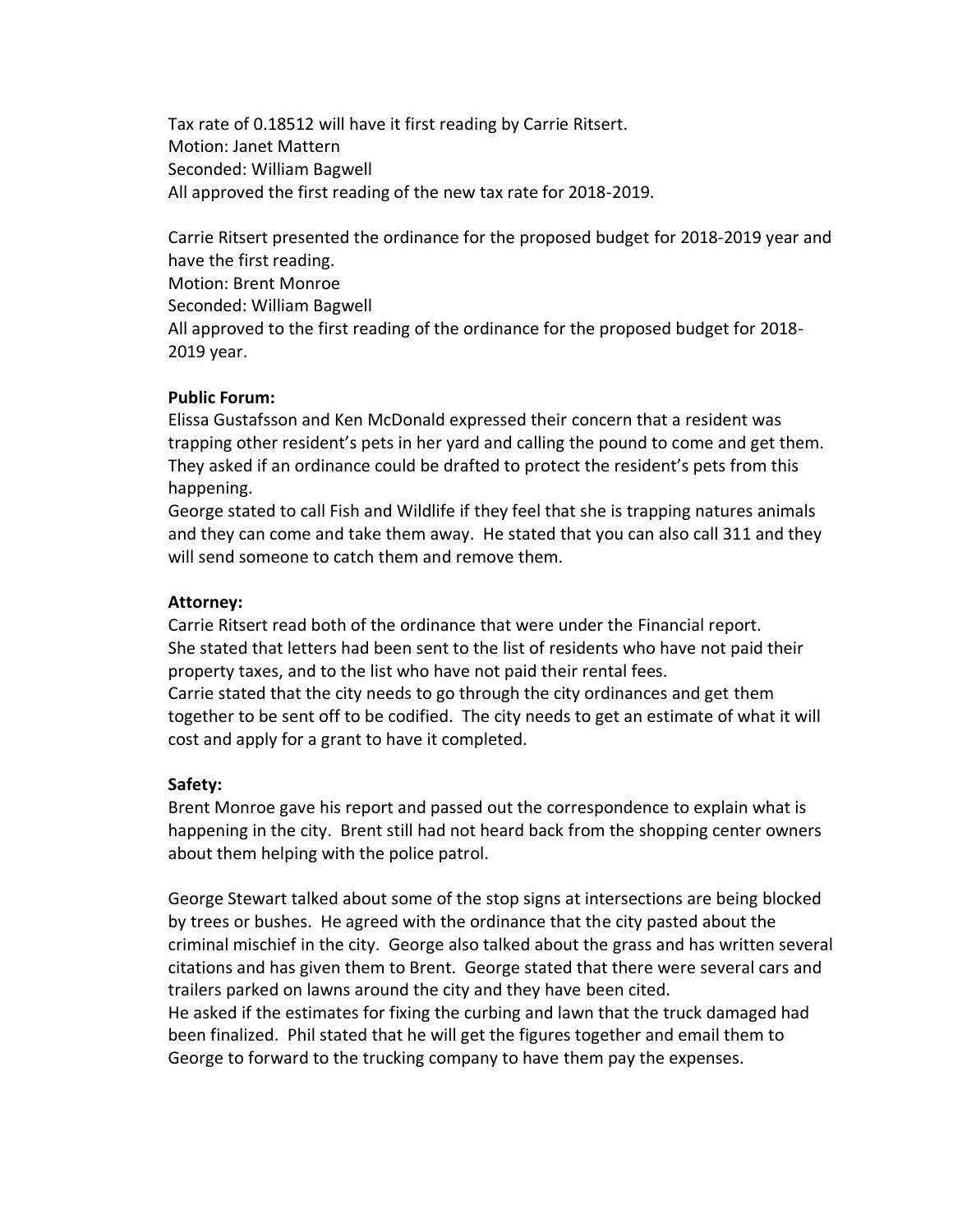Tax rate of 0.18512 will have it first reading by Carrie Ritsert.
Motion: Janet Mattern
Seconded: William Bagwell
All approved the first reading of the new tax rate for 2018-2019.

Carrie Ritsert presented the ordinance for the proposed budget for 2018-2019 year and have the first reading.
Motion: Brent Monroe
Seconded: William Bagwell
All approved to the first reading of the ordinance for the proposed budget for 2018-2019 year.

**Public Forum:**
Elissa Gustafsson and Ken McDonald expressed their concern that a resident was trapping other resident's pets in her yard and calling the pound to come and get them. They asked if an ordinance could be drafted to protect the resident's pets from this happening.
George stated to call Fish and Wildlife if they feel that she is trapping natures animals and they can come and take them away. He stated that you can also call 311 and they will send someone to catch them and remove them.

**Attorney:**
Carrie Ritsert read both of the ordinance that were under the Financial report.
She stated that letters had been sent to the list of residents who have not paid their property taxes, and to the list who have not paid their rental fees.
Carrie stated that the city needs to go through the city ordinances and get them together to be sent off to be codified. The city needs to get an estimate of what it will cost and apply for a grant to have it completed.

**Safety:**
Brent Monroe gave his report and passed out the correspondence to explain what is happening in the city. Brent still had not heard back from the shopping center owners about them helping with the police patrol.

George Stewart talked about some of the stop signs at intersections are being blocked by trees or bushes. He agreed with the ordinance that the city pasted about the criminal mischief in the city. George also talked about the grass and has written several citations and has given them to Brent. George stated that there were several cars and trailers parked on lawns around the city and they have been cited.
He asked if the estimates for fixing the curbing and lawn that the truck damaged had been finalized. Phil stated that he will get the figures together and email them to George to forward to the trucking company to have them pay the expenses.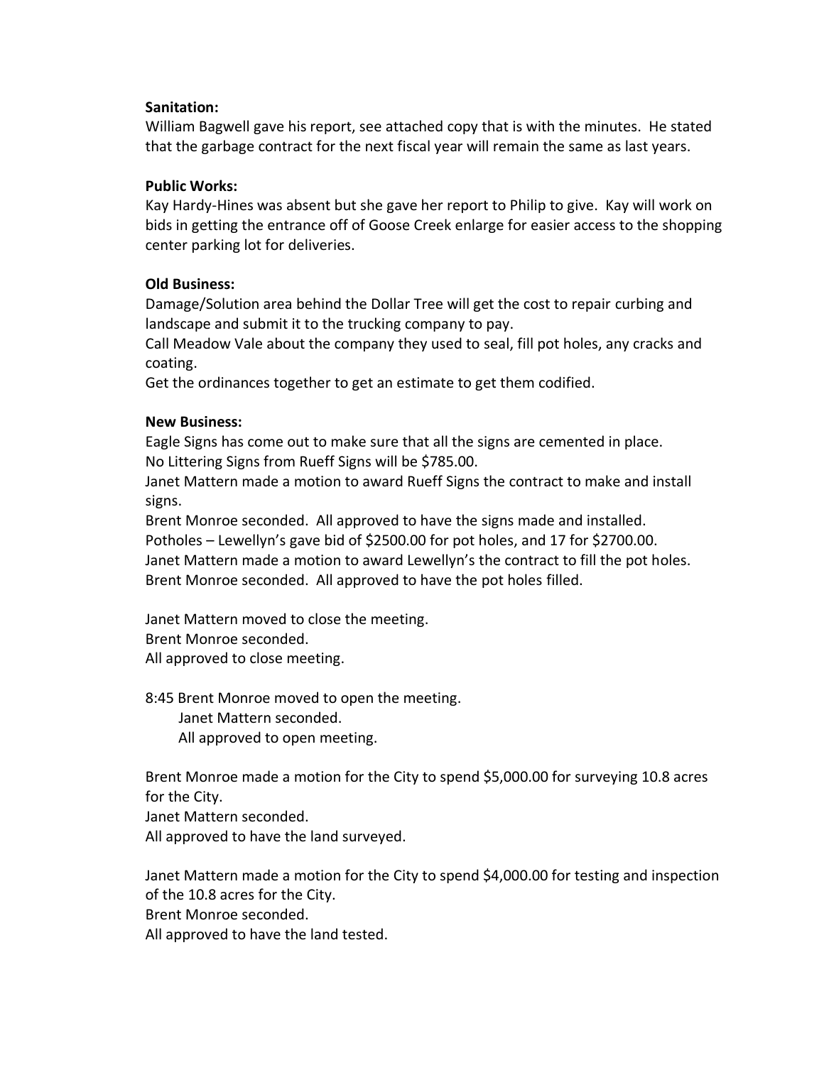**Sanitation:**
William Bagwell gave his report, see attached copy that is with the minutes. He stated that the garbage contract for the next fiscal year will remain the same as last years.

**Public Works:**
Kay Hardy-Hines was absent but she gave her report to Philip to give. Kay will work on bids in getting the entrance off of Goose Creek enlarge for easier access to the shopping center parking lot for deliveries.

**Old Business:**
Damage/Solution area behind the Dollar Tree will get the cost to repair curbing and landscape and submit it to the trucking company to pay.
Call Meadow Vale about the company they used to seal, fill pot holes, any cracks and coating.
Get the ordinances together to get an estimate to get them codified.

**New Business:**
Eagle Signs has come out to make sure that all the signs are cemented in place.
No Littering Signs from Rueff Signs will be $785.00.
Janet Mattern made a motion to award Rueff Signs the contract to make and install signs.
Brent Monroe seconded. All approved to have the signs made and installed.
Potholes – Lewellyn's gave bid of $2500.00 for pot holes, and 17 for $2700.00.
Janet Mattern made a motion to award Lewellyn's the contract to fill the pot holes.
Brent Monroe seconded. All approved to have the pot holes filled.

Janet Mattern moved to close the meeting.
Brent Monroe seconded.
All approved to close meeting.

8:45 Brent Monroe moved to open the meeting.
Janet Mattern seconded.
All approved to open meeting.

Brent Monroe made a motion for the City to spend $5,000.00 for surveying 10.8 acres for the City.
Janet Mattern seconded.
All approved to have the land surveyed.

Janet Mattern made a motion for the City to spend $4,000.00 for testing and inspection of the 10.8 acres for the City.
Brent Monroe seconded.
All approved to have the land tested.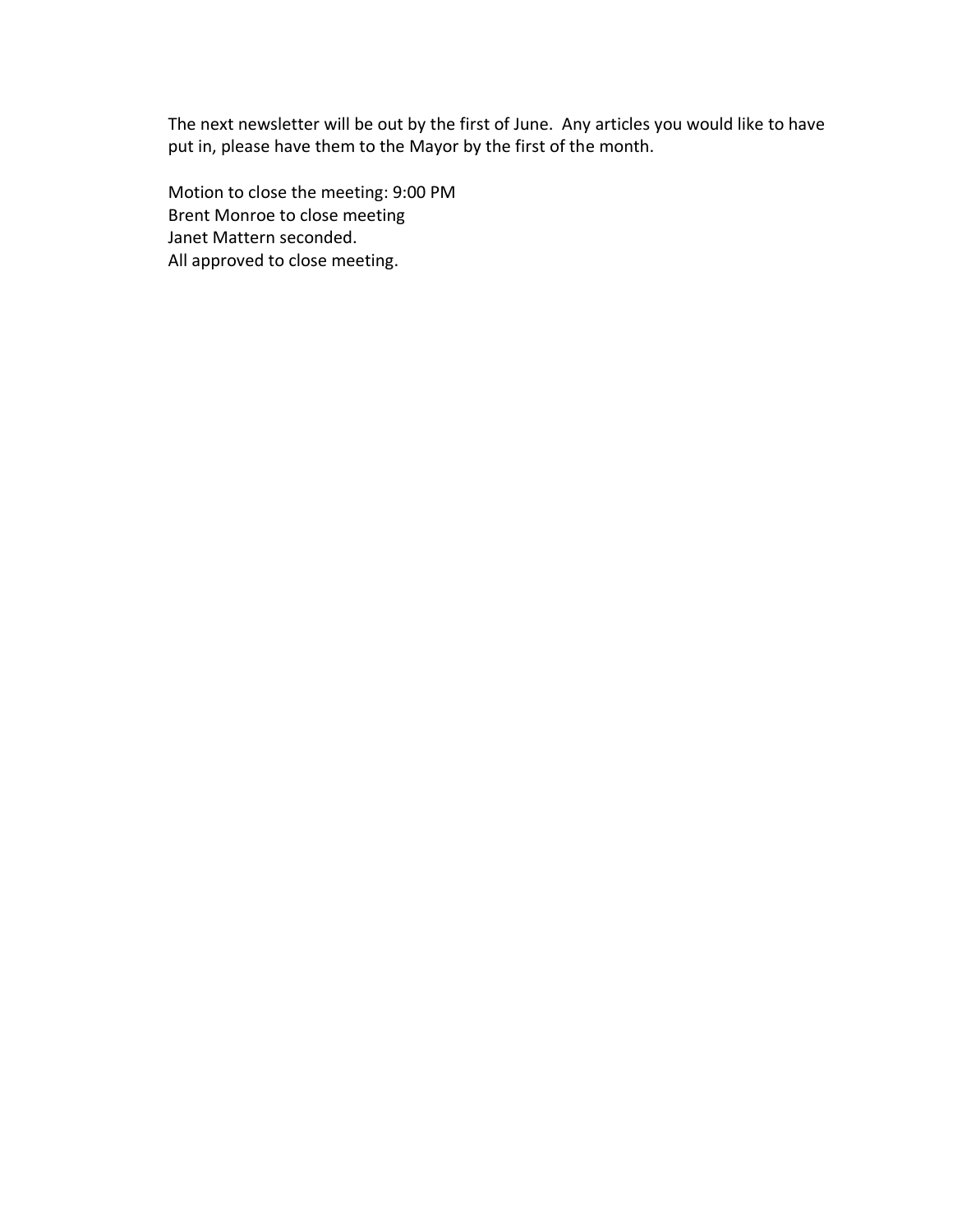The next newsletter will be out by the first of June. Any articles you would like to have put in, please have them to the Mayor by the first of the month.

Motion to close the meeting: 9:00 PM
Brent Monroe to close meeting
Janet Mattern seconded.
All approved to close meeting.